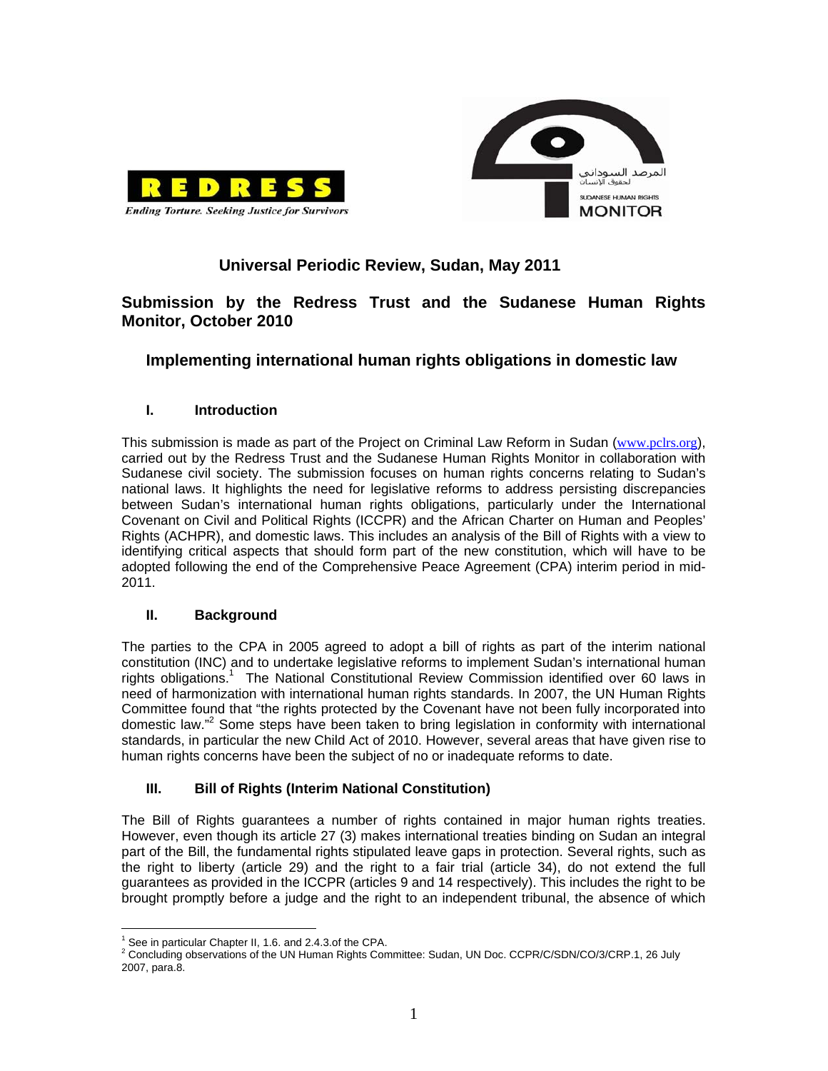REDRESS
*Ending Torture. Seeking Justice for Survivors*

المرصد السوداني لحقوق الإنسان
SUDANESE HUMAN RIGHTS MONITOR

## Universal Periodic Review, Sudan, May 2011

## Submission by the Redress Trust and the Sudanese Human Rights Monitor, October 2010

## Implementing international human rights obligations in domestic law

### I. Introduction

This submission is made as part of the Project on Criminal Law Reform in Sudan (www.pclrs.org), carried out by the Redress Trust and the Sudanese Human Rights Monitor in collaboration with Sudanese civil society. The submission focuses on human rights concerns relating to Sudan's national laws. It highlights the need for legislative reforms to address persisting discrepancies between Sudan's international human rights obligations, particularly under the International Covenant on Civil and Political Rights (ICCPR) and the African Charter on Human and Peoples' Rights (ACHPR), and domestic laws. This includes an analysis of the Bill of Rights with a view to identifying critical aspects that should form part of the new constitution, which will have to be adopted following the end of the Comprehensive Peace Agreement (CPA) interim period in mid-2011.

### II. Background

The parties to the CPA in 2005 agreed to adopt a bill of rights as part of the interim national constitution (INC) and to undertake legislative reforms to implement Sudan's international human rights obligations.[1] The National Constitutional Review Commission identified over 60 laws in need of harmonization with international human rights standards. In 2007, the UN Human Rights Committee found that "the rights protected by the Covenant have not been fully incorporated into domestic law."[2] Some steps have been taken to bring legislation in conformity with international standards, in particular the new Child Act of 2010. However, several areas that have given rise to human rights concerns have been the subject of no or inadequate reforms to date.

### III. Bill of Rights (Interim National Constitution)

The Bill of Rights guarantees a number of rights contained in major human rights treaties. However, even though its article 27 (3) makes international treaties binding on Sudan an integral part of the Bill, the fundamental rights stipulated leave gaps in protection. Several rights, such as the right to liberty (article 29) and the right to a fair trial (article 34), do not extend the full guarantees as provided in the ICCPR (articles 9 and 14 respectively). This includes the right to be brought promptly before a judge and the right to an independent tribunal, the absence of which

---

[1] See in particular Chapter II, 1.6. and 2.4.3.of the CPA.

[2] Concluding observations of the UN Human Rights Committee: Sudan, UN Doc. CCPR/C/SDN/CO/3/CRP.1, 26 July 2007, para.8.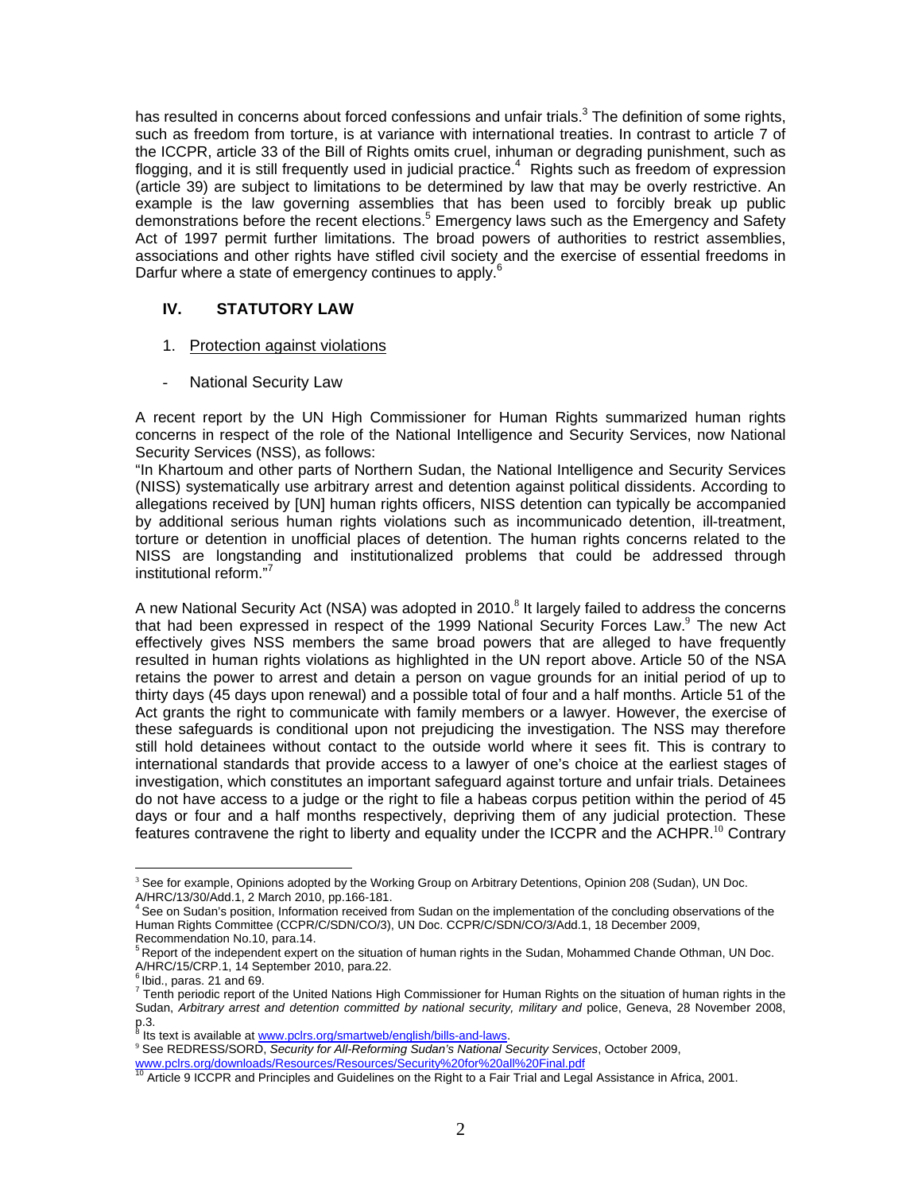has resulted in concerns about forced confessions and unfair trials.[3] The definition of some rights, such as freedom from torture, is at variance with international treaties. In contrast to article 7 of the ICCPR, article 33 of the Bill of Rights omits cruel, inhuman or degrading punishment, such as flogging, and it is still frequently used in judicial practice.[4] Rights such as freedom of expression (article 39) are subject to limitations to be determined by law that may be overly restrictive. An example is the law governing assemblies that has been used to forcibly break up public demonstrations before the recent elections.[5] Emergency laws such as the Emergency and Safety Act of 1997 permit further limitations. The broad powers of authorities to restrict assemblies, associations and other rights have stifled civil society and the exercise of essential freedoms in Darfur where a state of emergency continues to apply.[6]

## IV. STATUTORY LAW

1. Protection against violations

- National Security Law

A recent report by the UN High Commissioner for Human Rights summarized human rights concerns in respect of the role of the National Intelligence and Security Services, now National Security Services (NSS), as follows:

"In Khartoum and other parts of Northern Sudan, the National Intelligence and Security Services (NISS) systematically use arbitrary arrest and detention against political dissidents. According to allegations received by [UN] human rights officers, NISS detention can typically be accompanied by additional serious human rights violations such as incommunicado detention, ill-treatment, torture or detention in unofficial places of detention. The human rights concerns related to the NISS are longstanding and institutionalized problems that could be addressed through institutional reform."[7]

A new National Security Act (NSA) was adopted in 2010.[8] It largely failed to address the concerns that had been expressed in respect of the 1999 National Security Forces Law.[9] The new Act effectively gives NSS members the same broad powers that are alleged to have frequently resulted in human rights violations as highlighted in the UN report above. Article 50 of the NSA retains the power to arrest and detain a person on vague grounds for an initial period of up to thirty days (45 days upon renewal) and a possible total of four and a half months. Article 51 of the Act grants the right to communicate with family members or a lawyer. However, the exercise of these safeguards is conditional upon not prejudicing the investigation. The NSS may therefore still hold detainees without contact to the outside world where it sees fit. This is contrary to international standards that provide access to a lawyer of one's choice at the earliest stages of investigation, which constitutes an important safeguard against torture and unfair trials. Detainees do not have access to a judge or the right to file a habeas corpus petition within the period of 45 days or four and a half months respectively, depriving them of any judicial protection. These features contravene the right to liberty and equality under the ICCPR and the ACHPR.[10] Contrary

---

[3] See for example, Opinions adopted by the Working Group on Arbitrary Detentions, Opinion 208 (Sudan), UN Doc. A/HRC/13/30/Add.1, 2 March 2010, pp.166-181.

[4] See on Sudan's position, Information received from Sudan on the implementation of the concluding observations of the Human Rights Committee (CCPR/C/SDN/CO/3), UN Doc. CCPR/C/SDN/CO/3/Add.1, 18 December 2009, Recommendation No.10, para.14.

[5] Report of the independent expert on the situation of human rights in the Sudan, Mohammed Chande Othman, UN Doc. A/HRC/15/CRP.1, 14 September 2010, para.22.

[6] Ibid., paras. 21 and 69.

[7] Tenth periodic report of the United Nations High Commissioner for Human Rights on the situation of human rights in the Sudan, *Arbitrary arrest and detention committed by national security, military and* police, Geneva, 28 November 2008, p.3.

[8] Its text is available at www.pclrs.org/smartweb/english/bills-and-laws.

[9] See REDRESS/SORD, *Security for All-Reforming Sudan's National Security Services*, October 2009, www.pclrs.org/downloads/Resources/Resources/Security%20for%20all%20Final.pdf

[10] Article 9 ICCPR and Principles and Guidelines on the Right to a Fair Trial and Legal Assistance in Africa, 2001.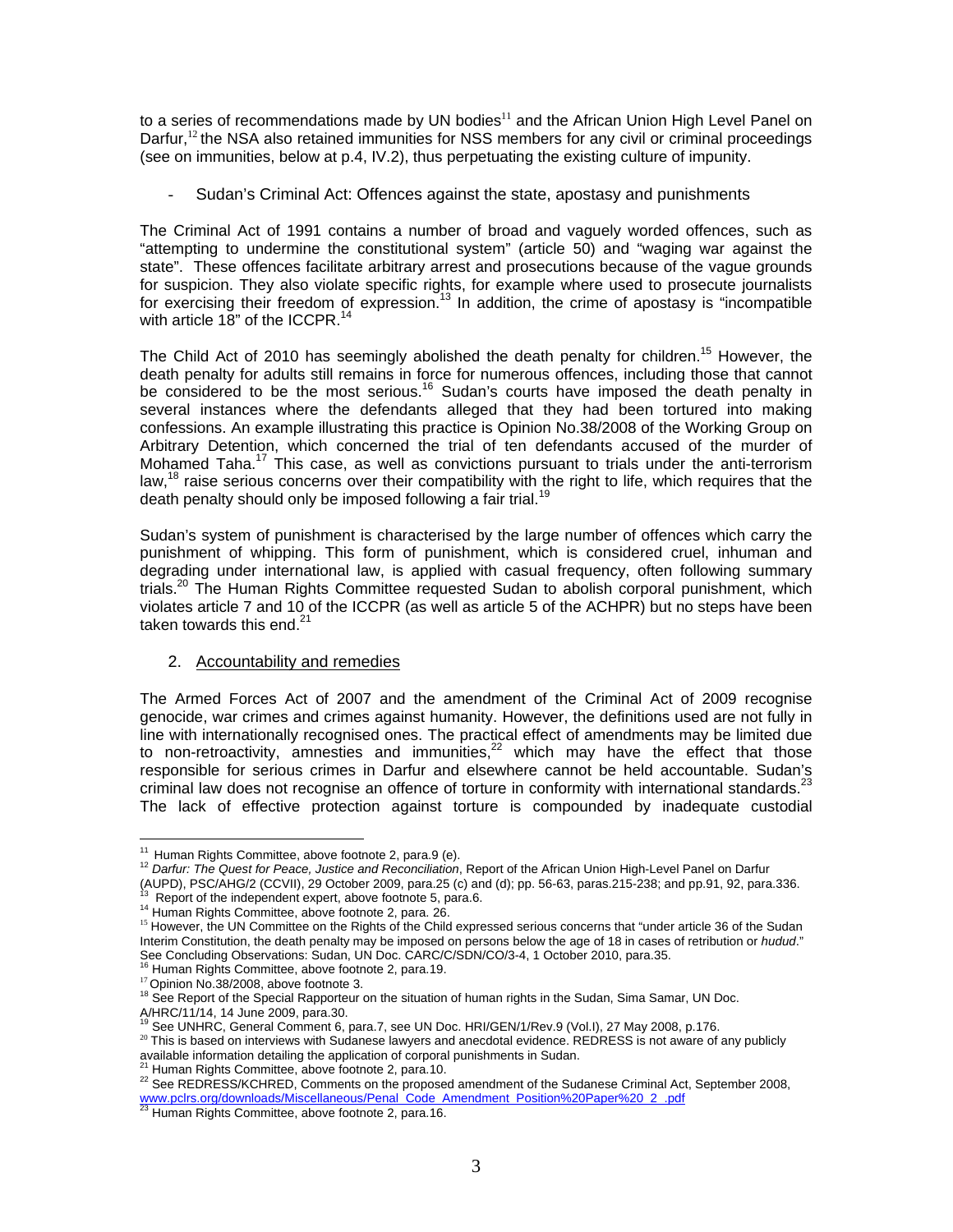to a series of recommendations made by UN bodies[11] and the African Union High Level Panel on Darfur,[12] the NSA also retained immunities for NSS members for any civil or criminal proceedings (see on immunities, below at p.4, IV.2), thus perpetuating the existing culture of impunity.

- Sudan's Criminal Act: Offences against the state, apostasy and punishments

The Criminal Act of 1991 contains a number of broad and vaguely worded offences, such as "attempting to undermine the constitutional system" (article 50) and "waging war against the state". These offences facilitate arbitrary arrest and prosecutions because of the vague grounds for suspicion. They also violate specific rights, for example where used to prosecute journalists for exercising their freedom of expression.[13] In addition, the crime of apostasy is "incompatible with article 18" of the ICCPR.[14]

The Child Act of 2010 has seemingly abolished the death penalty for children.[15] However, the death penalty for adults still remains in force for numerous offences, including those that cannot be considered to be the most serious.[16] Sudan's courts have imposed the death penalty in several instances where the defendants alleged that they had been tortured into making confessions. An example illustrating this practice is Opinion No.38/2008 of the Working Group on Arbitrary Detention, which concerned the trial of ten defendants accused of the murder of Mohamed Taha.[17] This case, as well as convictions pursuant to trials under the anti-terrorism law,[18] raise serious concerns over their compatibility with the right to life, which requires that the death penalty should only be imposed following a fair trial.[19]

Sudan's system of punishment is characterised by the large number of offences which carry the punishment of whipping. This form of punishment, which is considered cruel, inhuman and degrading under international law, is applied with casual frequency, often following summary trials.[20] The Human Rights Committee requested Sudan to abolish corporal punishment, which violates article 7 and 10 of the ICCPR (as well as article 5 of the ACHPR) but no steps have been taken towards this end.[21]

2. Accountability and remedies

The Armed Forces Act of 2007 and the amendment of the Criminal Act of 2009 recognise genocide, war crimes and crimes against humanity. However, the definitions used are not fully in line with internationally recognised ones. The practical effect of amendments may be limited due to non-retroactivity, amnesties and immunities,[22] which may have the effect that those responsible for serious crimes in Darfur and elsewhere cannot be held accountable. Sudan's criminal law does not recognise an offence of torture in conformity with international standards.[23] The lack of effective protection against torture is compounded by inadequate custodial

---

[11] Human Rights Committee, above footnote 2, para.9 (e).

[12] *Darfur: The Quest for Peace, Justice and Reconciliation*, Report of the African Union High-Level Panel on Darfur (AUPD), PSC/AHG/2 (CCVII), 29 October 2009, para.25 (c) and (d); pp. 56-63, paras.215-238; and pp.91, 92, para.336.

[13] Report of the independent expert, above footnote 5, para.6.

[14] Human Rights Committee, above footnote 2, para. 26.

[15] However, the UN Committee on the Rights of the Child expressed serious concerns that "under article 36 of the Sudan Interim Constitution, the death penalty may be imposed on persons below the age of 18 in cases of retribution or *hudud*." See Concluding Observations: Sudan, UN Doc. CARC/C/SDN/CO/3-4, 1 October 2010, para.35.

[16] Human Rights Committee, above footnote 2, para.19.

[17] Opinion No.38/2008, above footnote 3.

[18] See Report of the Special Rapporteur on the situation of human rights in the Sudan, Sima Samar, UN Doc. A/HRC/11/14, 14 June 2009, para.30.

[19] See UNHRC, General Comment 6, para.7, see UN Doc. HRI/GEN/1/Rev.9 (Vol.I), 27 May 2008, p.176.

[20] This is based on interviews with Sudanese lawyers and anecdotal evidence. REDRESS is not aware of any publicly available information detailing the application of corporal punishments in Sudan.

[21] Human Rights Committee, above footnote 2, para.10.

[22] See REDRESS/KCHRED, Comments on the proposed amendment of the Sudanese Criminal Act, September 2008, www.pclrs.org/downloads/Miscellaneous/Penal_Code_Amendment_Position%20Paper%20_2_.pdf

[23] Human Rights Committee, above footnote 2, para.16.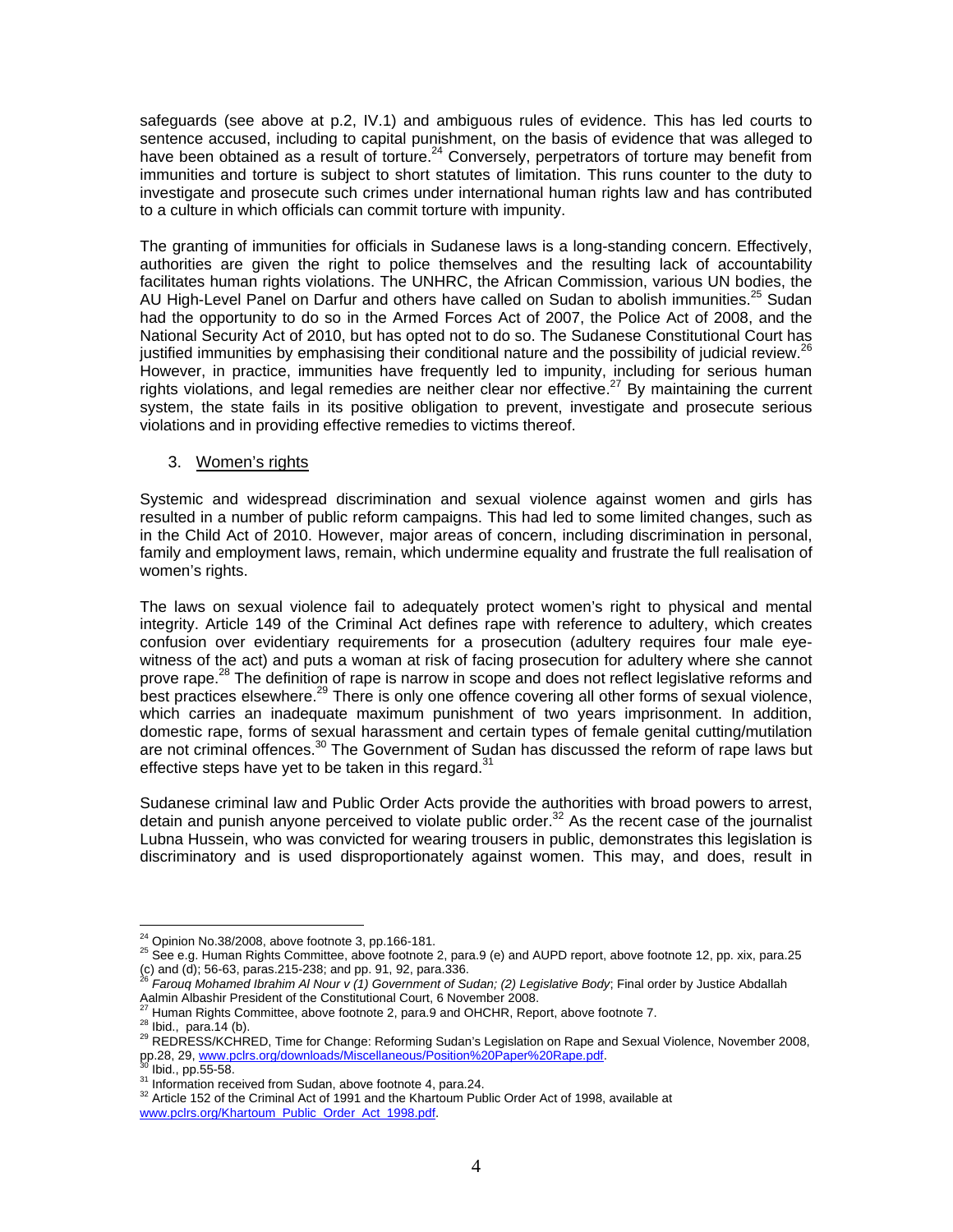safeguards (see above at p.2, IV.1) and ambiguous rules of evidence. This has led courts to sentence accused, including to capital punishment, on the basis of evidence that was alleged to have been obtained as a result of torture.[24] Conversely, perpetrators of torture may benefit from immunities and torture is subject to short statutes of limitation. This runs counter to the duty to investigate and prosecute such crimes under international human rights law and has contributed to a culture in which officials can commit torture with impunity.

The granting of immunities for officials in Sudanese laws is a long-standing concern. Effectively, authorities are given the right to police themselves and the resulting lack of accountability facilitates human rights violations. The UNHRC, the African Commission, various UN bodies, the AU High-Level Panel on Darfur and others have called on Sudan to abolish immunities.[25] Sudan had the opportunity to do so in the Armed Forces Act of 2007, the Police Act of 2008, and the National Security Act of 2010, but has opted not to do so. The Sudanese Constitutional Court has justified immunities by emphasising their conditional nature and the possibility of judicial review.[26] However, in practice, immunities have frequently led to impunity, including for serious human rights violations, and legal remedies are neither clear nor effective.[27] By maintaining the current system, the state fails in its positive obligation to prevent, investigate and prosecute serious violations and in providing effective remedies to victims thereof.

3. Women's rights

Systemic and widespread discrimination and sexual violence against women and girls has resulted in a number of public reform campaigns. This had led to some limited changes, such as in the Child Act of 2010. However, major areas of concern, including discrimination in personal, family and employment laws, remain, which undermine equality and frustrate the full realisation of women's rights.

The laws on sexual violence fail to adequately protect women's right to physical and mental integrity. Article 149 of the Criminal Act defines rape with reference to adultery, which creates confusion over evidentiary requirements for a prosecution (adultery requires four male eye-witness of the act) and puts a woman at risk of facing prosecution for adultery where she cannot prove rape.[28] The definition of rape is narrow in scope and does not reflect legislative reforms and best practices elsewhere.[29] There is only one offence covering all other forms of sexual violence, which carries an inadequate maximum punishment of two years imprisonment. In addition, domestic rape, forms of sexual harassment and certain types of female genital cutting/mutilation are not criminal offences.[30] The Government of Sudan has discussed the reform of rape laws but effective steps have yet to be taken in this regard.[31]

Sudanese criminal law and Public Order Acts provide the authorities with broad powers to arrest, detain and punish anyone perceived to violate public order.[32] As the recent case of the journalist Lubna Hussein, who was convicted for wearing trousers in public, demonstrates this legislation is discriminatory and is used disproportionately against women. This may, and does, result in

---

[24] Opinion No.38/2008, above footnote 3, pp.166-181.

[25] See e.g. Human Rights Committee, above footnote 2, para.9 (e) and AUPD report, above footnote 12, pp. xix, para.25 (c) and (d); 56-63, paras.215-238; and pp. 91, 92, para.336.

[26] *Farouq Mohamed Ibrahim Al Nour v (1) Government of Sudan; (2) Legislative Body*; Final order by Justice Abdallah Aalmin Albashir President of the Constitutional Court, 6 November 2008.

[27] Human Rights Committee, above footnote 2, para.9 and OHCHR, Report, above footnote 7.

[28] Ibid., para.14 (b).

[29] REDRESS/KCHRED, Time for Change: Reforming Sudan's Legislation on Rape and Sexual Violence, November 2008, pp.28, 29, www.pclrs.org/downloads/Miscellaneous/Position%20Paper%20Rape.pdf.

[30] Ibid., pp.55-58.

[31] Information received from Sudan, above footnote 4, para.24.

[32] Article 152 of the Criminal Act of 1991 and the Khartoum Public Order Act of 1998, available at www.pclrs.org/Khartoum_Public_Order_Act_1998.pdf.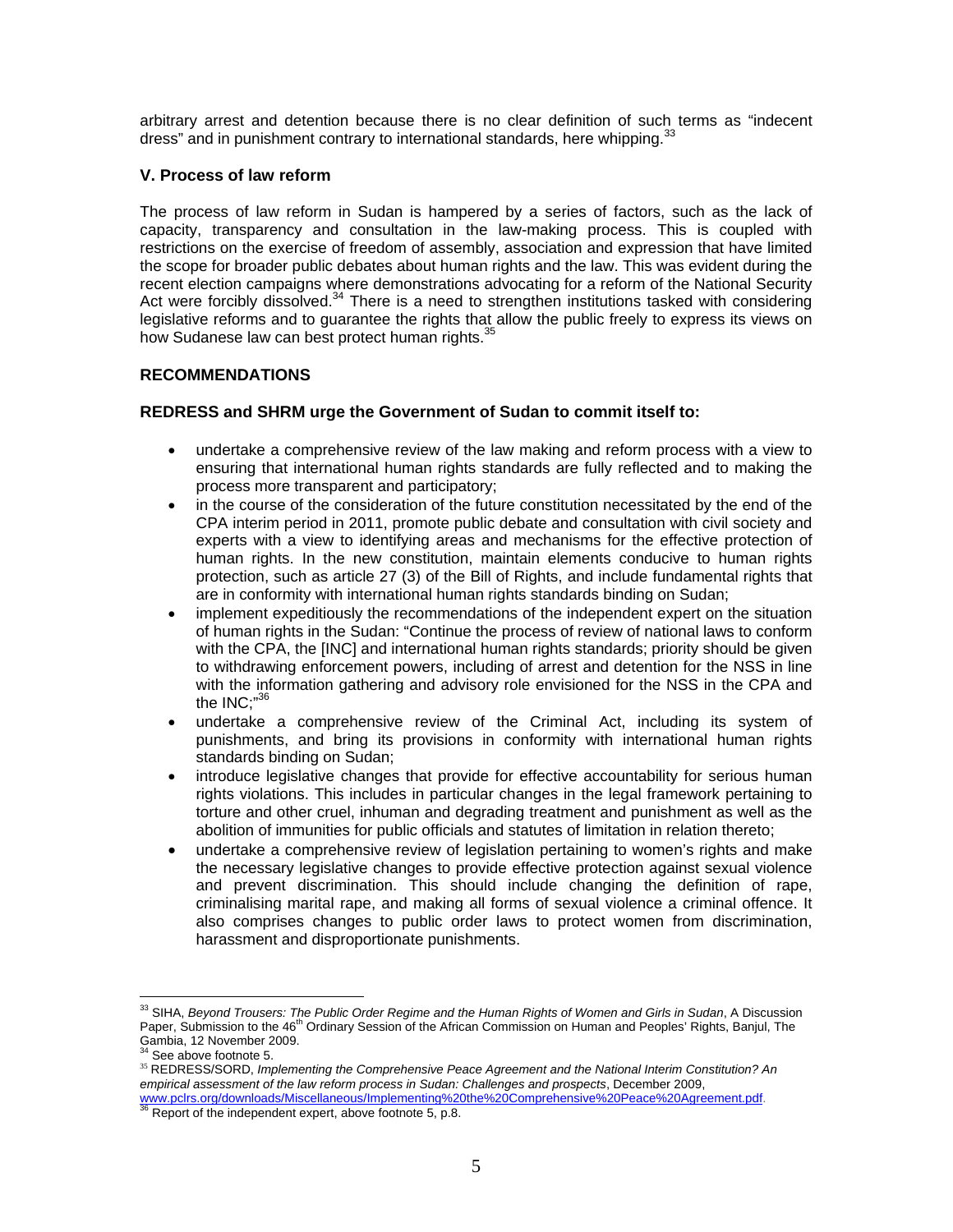arbitrary arrest and detention because there is no clear definition of such terms as "indecent dress" and in punishment contrary to international standards, here whipping.[33]

### V. Process of law reform

The process of law reform in Sudan is hampered by a series of factors, such as the lack of capacity, transparency and consultation in the law-making process. This is coupled with restrictions on the exercise of freedom of assembly, association and expression that have limited the scope for broader public debates about human rights and the law. This was evident during the recent election campaigns where demonstrations advocating for a reform of the National Security Act were forcibly dissolved.[34] There is a need to strengthen institutions tasked with considering legislative reforms and to guarantee the rights that allow the public freely to express its views on how Sudanese law can best protect human rights.[35]

## RECOMMENDATIONS

### REDRESS and SHRM urge the Government of Sudan to commit itself to:

- undertake a comprehensive review of the law making and reform process with a view to ensuring that international human rights standards are fully reflected and to making the process more transparent and participatory;
- in the course of the consideration of the future constitution necessitated by the end of the CPA interim period in 2011, promote public debate and consultation with civil society and experts with a view to identifying areas and mechanisms for the effective protection of human rights. In the new constitution, maintain elements conducive to human rights protection, such as article 27 (3) of the Bill of Rights, and include fundamental rights that are in conformity with international human rights standards binding on Sudan;
- implement expeditiously the recommendations of the independent expert on the situation of human rights in the Sudan: "Continue the process of review of national laws to conform with the CPA, the [INC] and international human rights standards; priority should be given to withdrawing enforcement powers, including of arrest and detention for the NSS in line with the information gathering and advisory role envisioned for the NSS in the CPA and the INC;"[36]
- undertake a comprehensive review of the Criminal Act, including its system of punishments, and bring its provisions in conformity with international human rights standards binding on Sudan;
- introduce legislative changes that provide for effective accountability for serious human rights violations. This includes in particular changes in the legal framework pertaining to torture and other cruel, inhuman and degrading treatment and punishment as well as the abolition of immunities for public officials and statutes of limitation in relation thereto;
- undertake a comprehensive review of legislation pertaining to women's rights and make the necessary legislative changes to provide effective protection against sexual violence and prevent discrimination. This should include changing the definition of rape, criminalising marital rape, and making all forms of sexual violence a criminal offence. It also comprises changes to public order laws to protect women from discrimination, harassment and disproportionate punishments.

---

[33] SIHA, *Beyond Trousers: The Public Order Regime and the Human Rights of Women and Girls in Sudan*, A Discussion Paper, Submission to the 46th Ordinary Session of the African Commission on Human and Peoples' Rights, Banjul, The Gambia, 12 November 2009.

[34] See above footnote 5.

[35] REDRESS/SORD, *Implementing the Comprehensive Peace Agreement and the National Interim Constitution? An empirical assessment of the law reform process in Sudan: Challenges and prospects*, December 2009, www.pclrs.org/downloads/Miscellaneous/Implementing%20the%20Comprehensive%20Peace%20Agreement.pdf.

[36] Report of the independent expert, above footnote 5, p.8.